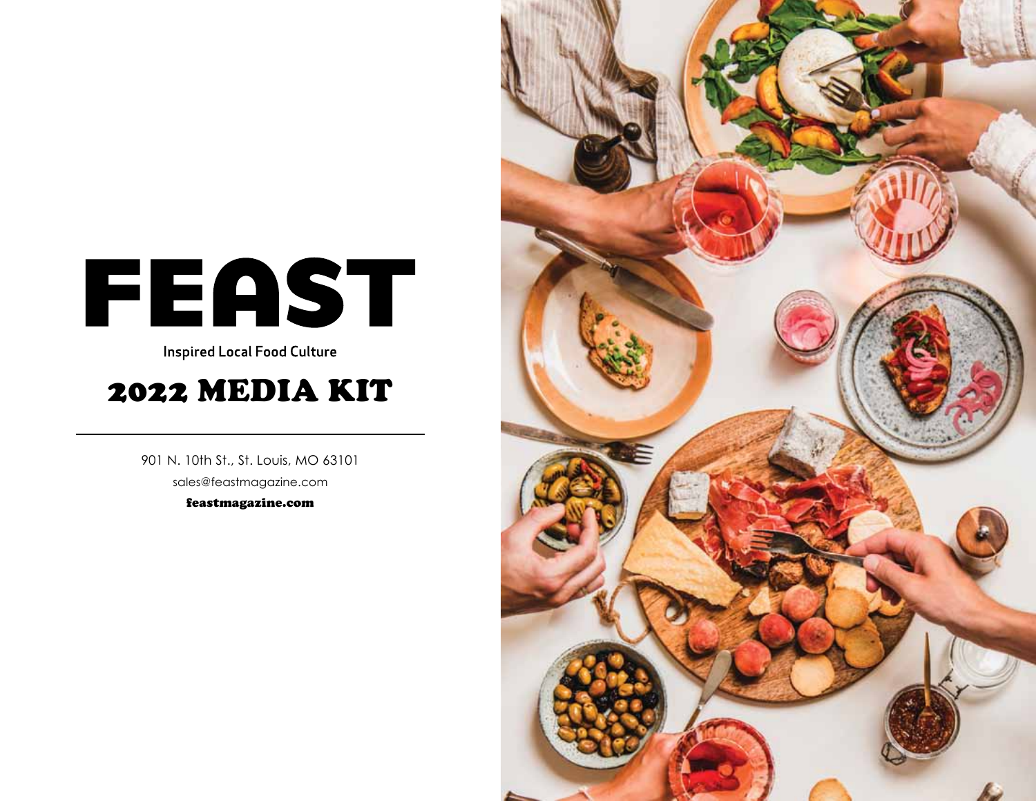# FEAST

Inspired Local Food Culture

## 2022 MEDIA KIT

---

901 N. 10th St., St. Louis, MO 63101

sales@feastmagazine.com

**feastmagazine.com**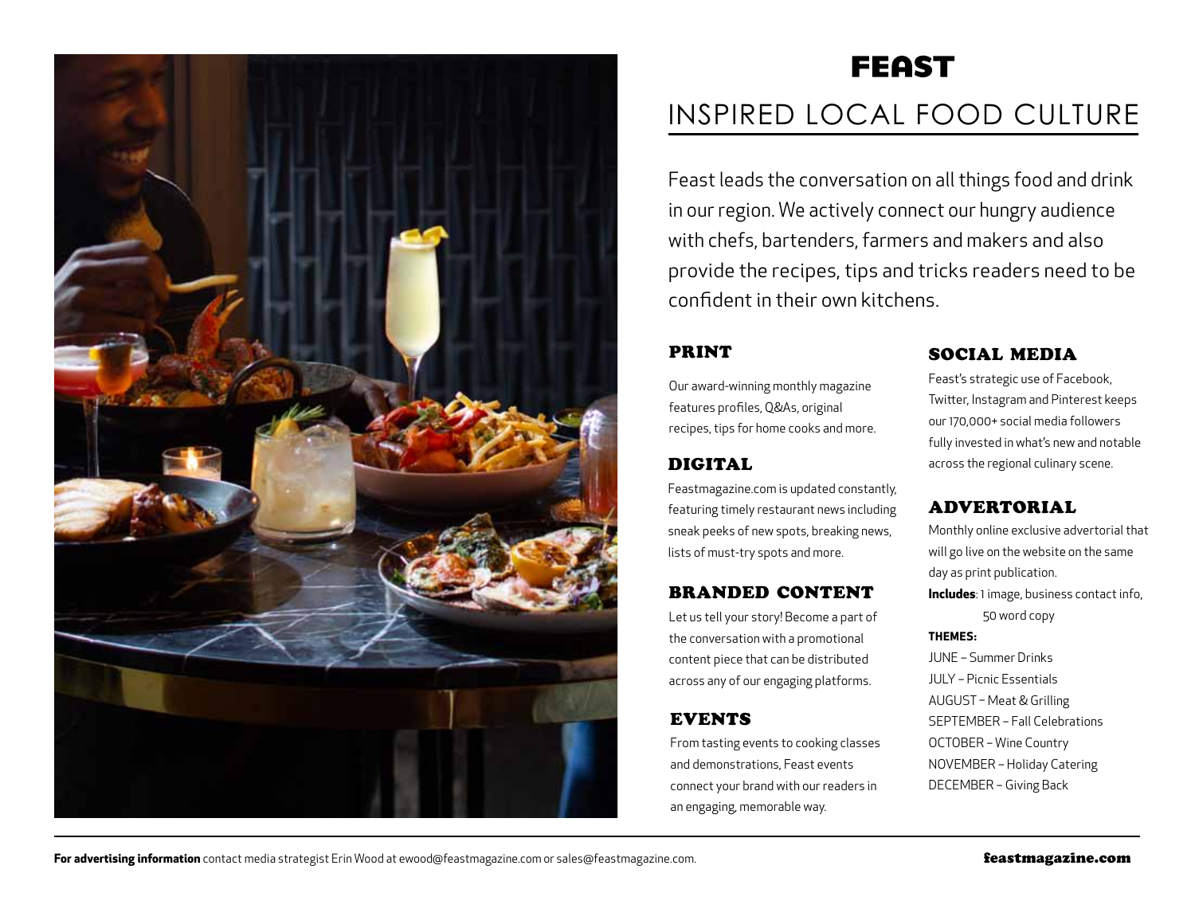# FEAST

## INSPIRED LOCAL FOOD CULTURE

Feast leads the conversation on all things food and drink in our region. We actively connect our hungry audience with chefs, bartenders, farmers and makers and also provide the recipes, tips and tricks readers need to be confident in their own kitchens.

### PRINT

Our award-winning monthly magazine features profiles, Q&As, original recipes, tips for home cooks and more.

### DIGITAL

Feastmagazine.com is updated constantly, featuring timely restaurant news including sneak peeks of new spots, breaking news, lists of must-try spots and more.

### BRANDED CONTENT

Let us tell your story! Become a part of the conversation with a promotional content piece that can be distributed across any of our engaging platforms.

### EVENTS

From tasting events to cooking classes and demonstrations, Feast events connect your brand with our readers in an engaging, memorable way.

### SOCIAL MEDIA

Feast's strategic use of Facebook, Twitter, Instagram and Pinterest keeps our 170,000+ social media followers fully invested in what's new and notable across the regional culinary scene.

### ADVERTORIAL

Monthly online exclusive advertorial that will go live on the website on the same day as print publication.

**Includes**: 1 image, business contact info, 50 word copy

**THEMES:**

JUNE – Summer Drinks
JULY – Picnic Essentials
AUGUST – Meat & Grilling
SEPTEMBER – Fall Celebrations
OCTOBER – Wine Country
NOVEMBER – Holiday Catering
DECEMBER – Giving Back

**For advertising information** contact media strategist Erin Wood at ewood@feastmagazine.com or sales@feastmagazine.com.

feastmagazine.com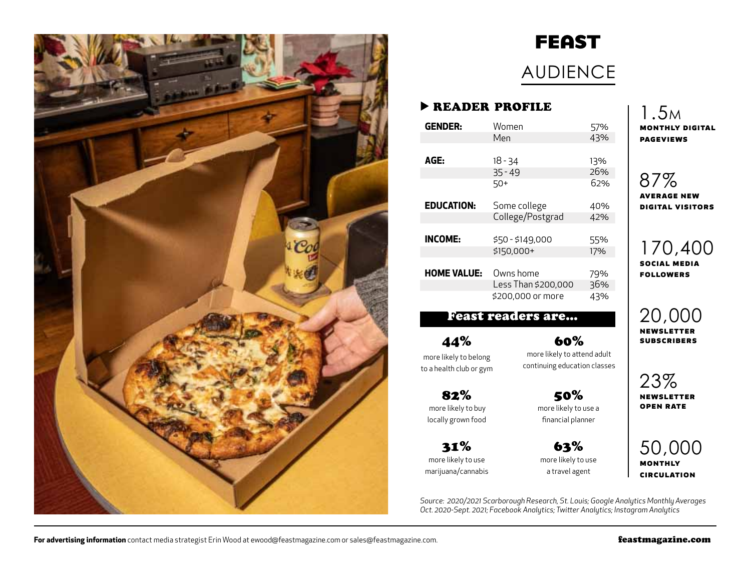# FEAST

## AUDIENCE

### ▶ READER PROFILE

| | | |
|---|---|---|
| **GENDER:** | Women | 57% |
| | Men | 43% |
| **AGE:** | 18 - 34 | 13% |
| | 35 - 49 | 26% |
| | 50+ | 62% |
| **EDUCATION:** | Some college | 40% |
| | College/Postgrad | 42% |
| **INCOME:** | $50 - $149,000 | 55% |
| | $150,000+ | 17% |
| **HOME VALUE:** | Owns home | 79% |
| | Less Than $200,000 | 36% |
| | $200,000 or more | 43% |

### Feast readers are...

**44%** more likely to belong to a health club or gym

**60%** more likely to attend adult continuing education classes

**82%** more likely to buy locally grown food

**50%** more likely to use a financial planner

**31%** more likely to use marijuana/cannabis

**63%** more likely to use a travel agent

**1.5M** MONTHLY DIGITAL PAGEVIEWS

**87%** AVERAGE NEW DIGITAL VISITORS

**170,400** SOCIAL MEDIA FOLLOWERS

**20,000** NEWSLETTER SUBSCRIBERS

**23%** NEWSLETTER OPEN RATE

**50,000** MONTHLY CIRCULATION

*Source: 2020/2021 Scarborough Research, St. Louis; Google Analytics Monthly Averages Oct. 2020-Sept. 2021; Facebook Analytics; Twitter Analytics; Instagram Analytics*

**For advertising information** contact media strategist Erin Wood at ewood@feastmagazine.com or sales@feastmagazine.com.

**feastmagazine.com**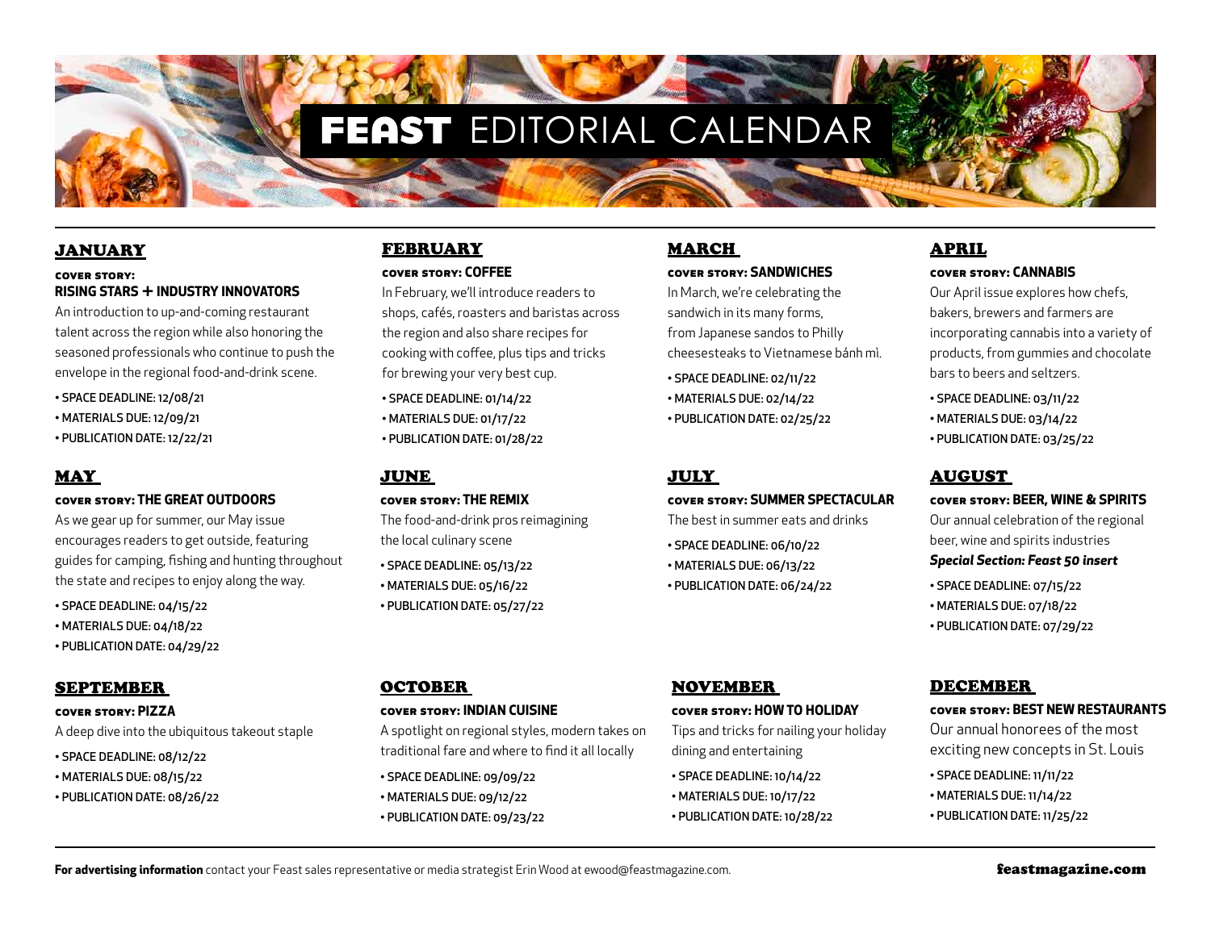# FEAST EDITORIAL CALENDAR

## JANUARY

**COVER STORY:**
**RISING STARS + INDUSTRY INNOVATORS**

An introduction to up-and-coming restaurant talent across the region while also honoring the seasoned professionals who continue to push the envelope in the regional food-and-drink scene.

- SPACE DEADLINE: 12/08/21
- MATERIALS DUE: 12/09/21
- PUBLICATION DATE: 12/22/21

## FEBRUARY

**COVER STORY: COFFEE**

In February, we'll introduce readers to shops, cafés, roasters and baristas across the region and also share recipes for cooking with coffee, plus tips and tricks for brewing your very best cup.

- SPACE DEADLINE: 01/14/22
- MATERIALS DUE: 01/17/22
- PUBLICATION DATE: 01/28/22

## MARCH

**COVER STORY: SANDWICHES**

In March, we're celebrating the sandwich in its many forms, from Japanese sandos to Philly cheesesteaks to Vietnamese bánh mì.

- SPACE DEADLINE: 02/11/22
- MATERIALS DUE: 02/14/22
- PUBLICATION DATE: 02/25/22

## APRIL

**COVER STORY: CANNABIS**

Our April issue explores how chefs, bakers, brewers and farmers are incorporating cannabis into a variety of products, from gummies and chocolate bars to beers and seltzers.

- SPACE DEADLINE: 03/11/22
- MATERIALS DUE: 03/14/22
- PUBLICATION DATE: 03/25/22

## MAY

**COVER STORY: THE GREAT OUTDOORS**

As we gear up for summer, our May issue encourages readers to get outside, featuring guides for camping, fishing and hunting throughout the state and recipes to enjoy along the way.

- SPACE DEADLINE: 04/15/22
- MATERIALS DUE: 04/18/22
- PUBLICATION DATE: 04/29/22

## JUNE

**COVER STORY: THE REMIX**

The food-and-drink pros reimagining the local culinary scene

- SPACE DEADLINE: 05/13/22
- MATERIALS DUE: 05/16/22
- PUBLICATION DATE: 05/27/22

## JULY

**COVER STORY: SUMMER SPECTACULAR**

The best in summer eats and drinks

- SPACE DEADLINE: 06/10/22
- MATERIALS DUE: 06/13/22
- PUBLICATION DATE: 06/24/22

## AUGUST

**COVER STORY: BEER, WINE & SPIRITS**

Our annual celebration of the regional beer, wine and spirits industries

***Special Section: Feast 50 insert***

- SPACE DEADLINE: 07/15/22
- MATERIALS DUE: 07/18/22
- PUBLICATION DATE: 07/29/22

## SEPTEMBER

**COVER STORY: PIZZA**

A deep dive into the ubiquitous takeout staple

- SPACE DEADLINE: 08/12/22
- MATERIALS DUE: 08/15/22
- PUBLICATION DATE: 08/26/22

## OCTOBER

**COVER STORY: INDIAN CUISINE**

A spotlight on regional styles, modern takes on traditional fare and where to find it all locally

- SPACE DEADLINE: 09/09/22
- MATERIALS DUE: 09/12/22
- PUBLICATION DATE: 09/23/22

## NOVEMBER

**COVER STORY: HOW TO HOLIDAY**

Tips and tricks for nailing your holiday dining and entertaining

- SPACE DEADLINE: 10/14/22
- MATERIALS DUE: 10/17/22
- PUBLICATION DATE: 10/28/22

## DECEMBER

**COVER STORY: BEST NEW RESTAURANTS**

Our annual honorees of the most exciting new concepts in St. Louis

- SPACE DEADLINE: 11/11/22
- MATERIALS DUE: 11/14/22
- PUBLICATION DATE: 11/25/22

**For advertising information** contact your Feast sales representative or media strategist Erin Wood at ewood@feastmagazine.com.

**feastmagazine.com**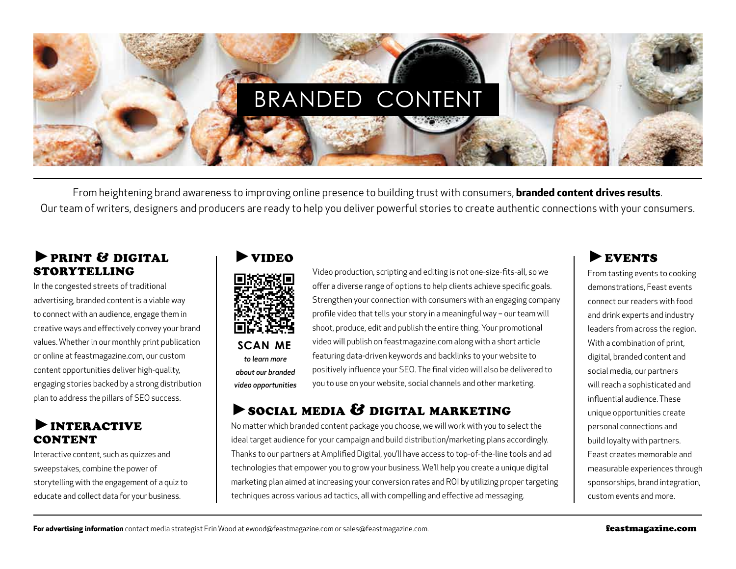# BRANDED CONTENT

From heightening brand awareness to improving online presence to building trust with consumers, **branded content drives results**. Our team of writers, designers and producers are ready to help you deliver powerful stories to create authentic connections with your consumers.

## ▶ PRINT & DIGITAL STORYTELLING

In the congested streets of traditional advertising, branded content is a viable way to connect with an audience, engage them in creative ways and effectively convey your brand values. Whether in our monthly print publication or online at feastmagazine.com, our custom content opportunities deliver high-quality, engaging stories backed by a strong distribution plan to address the pillars of SEO success.

## ▶ INTERACTIVE CONTENT

Interactive content, such as quizzes and sweepstakes, combine the power of storytelling with the engagement of a quiz to educate and collect data for your business.

## ▶ VIDEO

**SCAN ME**

*to learn more about our branded video opportunities*

Video production, scripting and editing is not one-size-fits-all, so we offer a diverse range of options to help clients achieve specific goals. Strengthen your connection with consumers with an engaging company profile video that tells your story in a meaningful way – our team will shoot, produce, edit and publish the entire thing. Your promotional video will publish on feastmagazine.com along with a short article featuring data-driven keywords and backlinks to your website to positively influence your SEO. The final video will also be delivered to you to use on your website, social channels and other marketing.

## ▶ SOCIAL MEDIA & DIGITAL MARKETING

No matter which branded content package you choose, we will work with you to select the ideal target audience for your campaign and build distribution/marketing plans accordingly. Thanks to our partners at Amplified Digital, you'll have access to top-of-the-line tools and ad technologies that empower you to grow your business. We'll help you create a unique digital marketing plan aimed at increasing your conversion rates and ROI by utilizing proper targeting techniques across various ad tactics, all with compelling and effective ad messaging.

## ▶ EVENTS

From tasting events to cooking demonstrations, Feast events connect our readers with food and drink experts and industry leaders from across the region. With a combination of print, digital, branded content and social media, our partners will reach a sophisticated and influential audience. These unique opportunities create personal connections and build loyalty with partners. Feast creates memorable and measurable experiences through sponsorships, brand integration, custom events and more.

**For advertising information** contact media strategist Erin Wood at ewood@feastmagazine.com or sales@feastmagazine.com.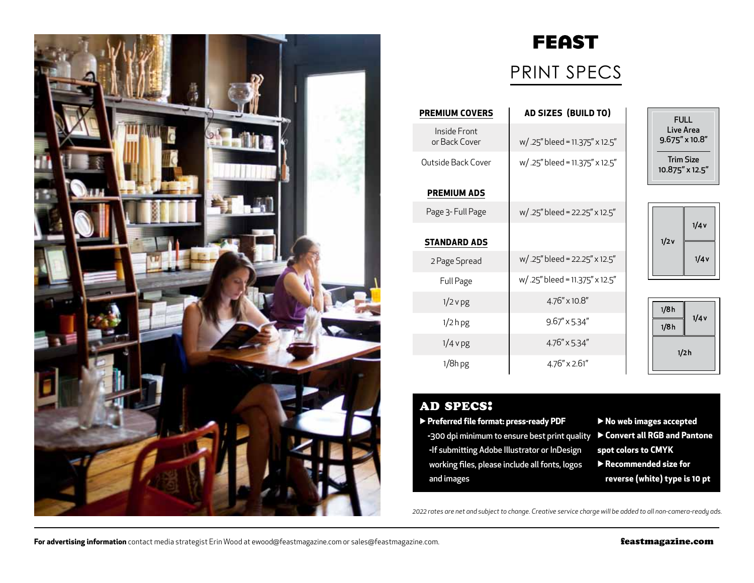# FEAST

## PRINT SPECS

| PREMIUM COVERS | AD SIZES (BUILD TO) |
|---|---|
| Inside Front or Back Cover | w/ .25" bleed = 11.375" x 12.5" |
| Outside Back Cover | w/ .25" bleed = 11.375" x 12.5" |
| **PREMIUM ADS** | |
| Page 3- Full Page | w/ .25" bleed = 22.25" x 12.5" |
| **STANDARD ADS** | |
| 2 Page Spread | w/ .25" bleed = 22.25" x 12.5" |
| Full Page | w/ .25" bleed = 11.375" x 12.5" |
| 1/2 v pg | 4.76" x 10.8" |
| 1/2 h pg | 9.67" x 5.34" |
| 1/4 v pg | 4.76" x 5.34" |
| 1/8h pg | 4.76" x 2.61" |

**FULL**
Live Area
9.675" x 10.8"

Trim Size
10.875" x 12.5"

1/2 v | 1/4 v | 1/4 v

1/8 h | 1/8 h | 1/4 v | 1/2 h

## AD SPECS:

- **Preferred file format: press-ready PDF**
  - 300 dpi minimum to ensure best print quality
  - If submitting Adobe Illustrator or InDesign working files, please include all fonts, logos and images
- **No web images accepted**
- **Convert all RGB and Pantone spot colors to CMYK**
- **Recommended size for reverse (white) type is 10 pt**

*2022 rates are net and subject to change. Creative service charge will be added to all non-camera-ready ads.*

**For advertising information** contact media strategist Erin Wood at ewood@feastmagazine.com or sales@feastmagazine.com.

feastmagazine.com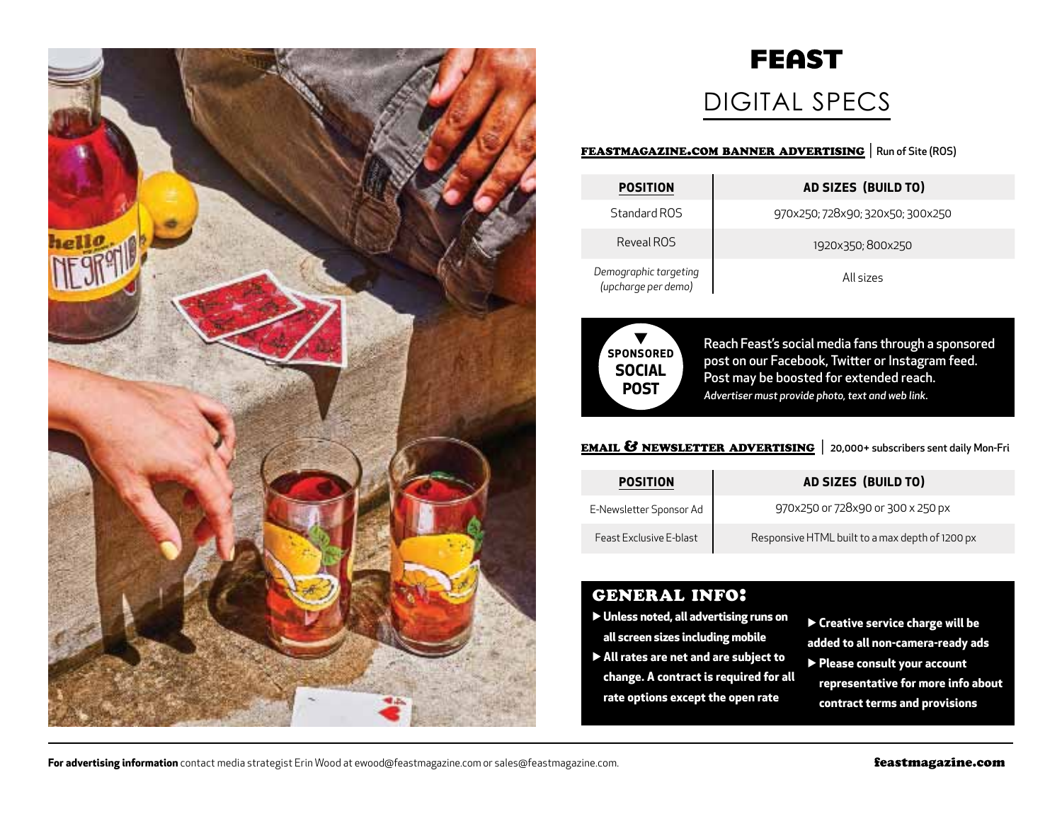# FEAST

## DIGITAL SPECS

**FEASTMAGAZINE.COM BANNER ADVERTISING** | Run of Site (ROS)

| POSITION | AD SIZES (BUILD TO) |
| --- | --- |
| Standard ROS | 970x250; 728x90; 320x50; 300x250 |
| Reveal ROS | 1920x350; 800x250 |
| *Demographic targeting (upcharge per demo)* | All sizes |

**SPONSORED SOCIAL POST**

Reach Feast's social media fans through a sponsored post on our Facebook, Twitter or Instagram feed. Post may be boosted for extended reach.

*Advertiser must provide photo, text and web link.*

**EMAIL & NEWSLETTER ADVERTISING** | 20,000+ subscribers sent daily Mon-Fri

| POSITION | AD SIZES (BUILD TO) |
| --- | --- |
| E-Newsletter Sponsor Ad | 970x250 or 728x90 or 300 x 250 px |
| Feast Exclusive E-blast | Responsive HTML built to a max depth of 1200 px |

### GENERAL INFO:

- **Unless noted, all advertising runs on all screen sizes including mobile**
- **All rates are net and are subject to change. A contract is required for all rate options except the open rate**
- **Creative service charge will be added to all non-camera-ready ads**
- **Please consult your account representative for more info about contract terms and provisions**

**For advertising information** contact media strategist Erin Wood at ewood@feastmagazine.com or sales@feastmagazine.com.

feastmagazine.com